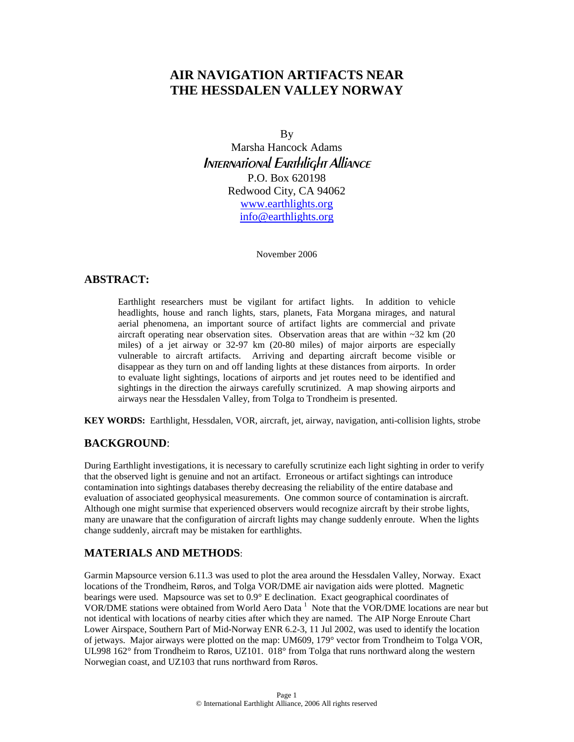# AIR NAVIGATION ARTIFACTS NEAR THE HESSDALEN VALLEY NORWAY

By

Marsha Hancock Adams

*International Earthlight Alliance*

P.O. Box 620198

Redwood City, CA 94062

www.earthlights.org

info@earthlights.org

November 2006

## ABSTRACT:

Earthlight researchers must be vigilant for artifact lights. In addition to vehicle headlights, house and ranch lights, stars, planets, Fata Morgana mirages, and natural aerial phenomena, an important source of artifact lights are commercial and private aircraft operating near observation sites. Observation areas that are within ~32 km (20 miles) of a jet airway or 32-97 km (20-80 miles) of major airports are especially vulnerable to aircraft artifacts. Arriving and departing aircraft become visible or disappear as they turn on and off landing lights at these distances from airports. In order to evaluate light sightings, locations of airports and jet routes need to be identified and sightings in the direction the airways carefully scrutinized. A map showing airports and airways near the Hessdalen Valley, from Tolga to Trondheim is presented.

**KEY WORDS:** Earthlight, Hessdalen, VOR, aircraft, jet, airway, navigation, anti-collision lights, strobe

## BACKGROUND:

During Earthlight investigations, it is necessary to carefully scrutinize each light sighting in order to verify that the observed light is genuine and not an artifact. Erroneous or artifact sightings can introduce contamination into sightings databases thereby decreasing the reliability of the entire database and evaluation of associated geophysical measurements. One common source of contamination is aircraft. Although one might surmise that experienced observers would recognize aircraft by their strobe lights, many are unaware that the configuration of aircraft lights may change suddenly enroute. When the lights change suddenly, aircraft may be mistaken for earthlights.

## MATERIALS AND METHODS:

Garmin Mapsource version 6.11.3 was used to plot the area around the Hessdalen Valley, Norway. Exact locations of the Trondheim, Røros, and Tolga VOR/DME air navigation aids were plotted. Magnetic bearings were used. Mapsource was set to 0.9° E declination. Exact geographical coordinates of VOR/DME stations were obtained from World Aero Data [1] Note that the VOR/DME locations are near but not identical with locations of nearby cities after which they are named. The AIP Norge Enroute Chart Lower Airspace, Southern Part of Mid-Norway ENR 6.2-3, 11 Jul 2002, was used to identify the location of jetways. Major airways were plotted on the map: UM609, 179° vector from Trondheim to Tolga VOR, UL998 162° from Trondheim to Røros, UZ101. 018° from Tolga that runs northward along the western Norwegian coast, and UZ103 that runs northward from Røros.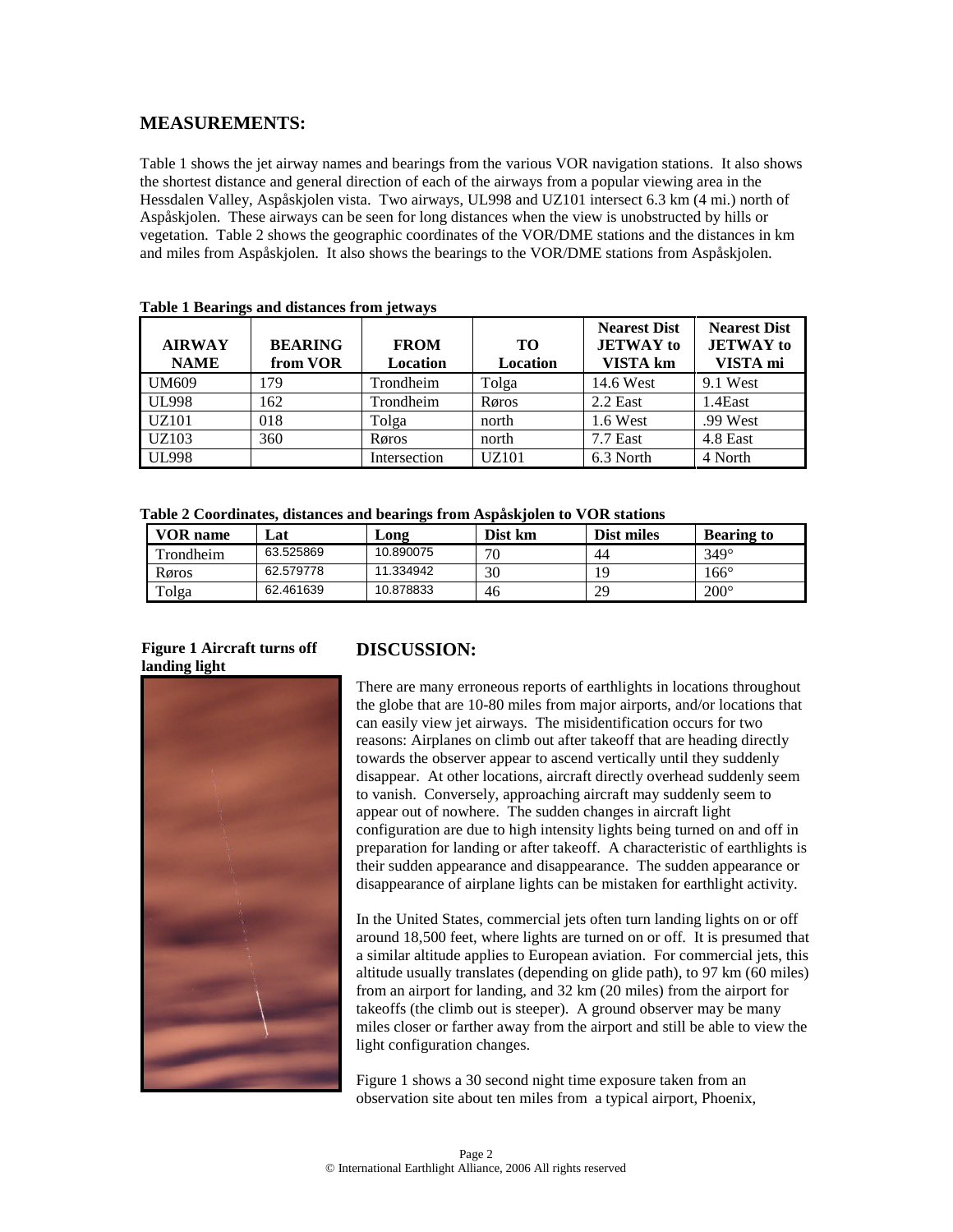## MEASUREMENTS:

Table 1 shows the jet airway names and bearings from the various VOR navigation stations. It also shows the shortest distance and general direction of each of the airways from a popular viewing area in the Hessdalen Valley, Aspåskjolen vista. Two airways, UL998 and UZ101 intersect 6.3 km (4 mi.) north of Aspåskjolen. These airways can be seen for long distances when the view is unobstructed by hills or vegetation. Table 2 shows the geographic coordinates of the VOR/DME stations and the distances in km and miles from Aspåskjolen. It also shows the bearings to the VOR/DME stations from Aspåskjolen.

**Table 1 Bearings and distances from jetways**

| AIRWAY NAME | BEARING from VOR | FROM Location | TO Location | Nearest Dist JETWAY to VISTA km | Nearest Dist JETWAY to VISTA mi |
|---|---|---|---|---|---|
| UM609 | 179 | Trondheim | Tolga | 14.6 West | 9.1 West |
| UL998 | 162 | Trondheim | Røros | 2.2 East | 1.4East |
| UZ101 | 018 | Tolga | north | 1.6 West | .99 West |
| UZ103 | 360 | Røros | north | 7.7 East | 4.8 East |
| UL998 | | Intersection | UZ101 | 6.3 North | 4 North |

**Table 2 Coordinates, distances and bearings from Aspåskjolen to VOR stations**

| VOR name | Lat | Long | Dist km | Dist miles | Bearing to |
|---|---|---|---|---|---|
| Trondheim | 63.525869 | 10.890075 | 70 | 44 | 349° |
| Røros | 62.579778 | 11.334942 | 30 | 19 | 166° |
| Tolga | 62.461639 | 10.878833 | 46 | 29 | 200° |

**Figure 1 Aircraft turns off landing light**

## DISCUSSION:

There are many erroneous reports of earthlights in locations throughout the globe that are 10-80 miles from major airports, and/or locations that can easily view jet airways. The misidentification occurs for two reasons: Airplanes on climb out after takeoff that are heading directly towards the observer appear to ascend vertically until they suddenly disappear. At other locations, aircraft directly overhead suddenly seem to vanish. Conversely, approaching aircraft may suddenly seem to appear out of nowhere. The sudden changes in aircraft light configuration are due to high intensity lights being turned on and off in preparation for landing or after takeoff. A characteristic of earthlights is their sudden appearance and disappearance. The sudden appearance or disappearance of airplane lights can be mistaken for earthlight activity.

In the United States, commercial jets often turn landing lights on or off around 18,500 feet, where lights are turned on or off. It is presumed that a similar altitude applies to European aviation. For commercial jets, this altitude usually translates (depending on glide path), to 97 km (60 miles) from an airport for landing, and 32 km (20 miles) from the airport for takeoffs (the climb out is steeper). A ground observer may be many miles closer or farther away from the airport and still be able to view the light configuration changes.

Figure 1 shows a 30 second night time exposure taken from an observation site about ten miles from a typical airport, Phoenix,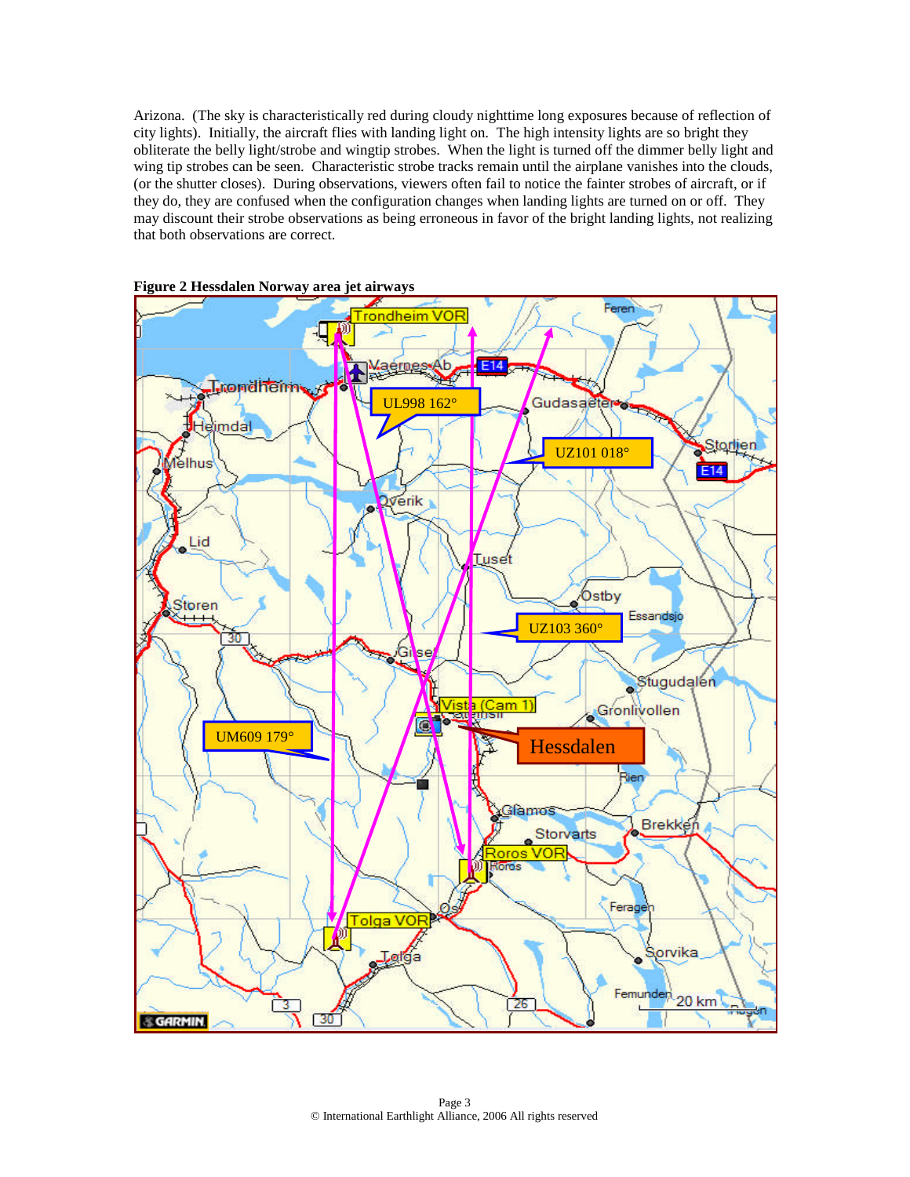Arizona. (The sky is characteristically red during cloudy nighttime long exposures because of reflection of city lights). Initially, the aircraft flies with landing light on. The high intensity lights are so bright they obliterate the belly light/strobe and wingtip strobes. When the light is turned off the dimmer belly light and wing tip strobes can be seen. Characteristic strobe tracks remain until the airplane vanishes into the clouds, (or the shutter closes). During observations, viewers often fail to notice the fainter strobes of aircraft, or if they do, they are confused when the configuration changes when landing lights are turned on or off. They may discount their strobe observations as being erroneous in favor of the bright landing lights, not realizing that both observations are correct.

**Figure 2 Hessdalen Norway area jet airways**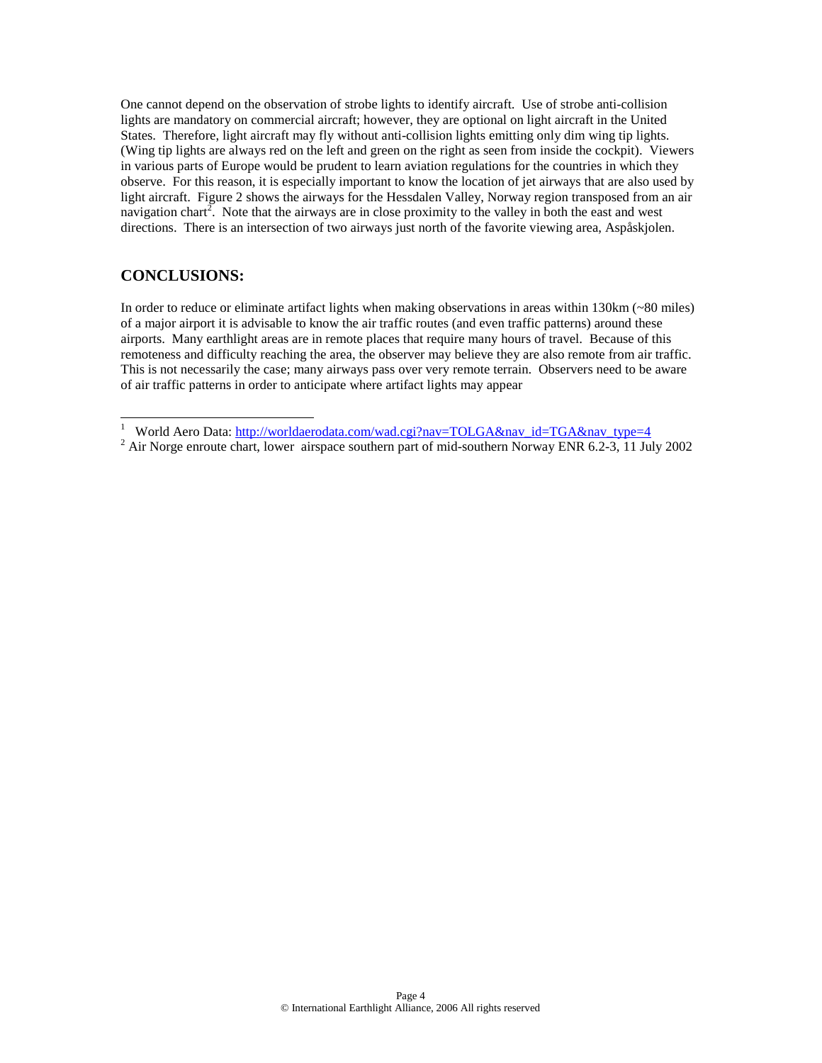One cannot depend on the observation of strobe lights to identify aircraft. Use of strobe anti-collision lights are mandatory on commercial aircraft; however, they are optional on light aircraft in the United States. Therefore, light aircraft may fly without anti-collision lights emitting only dim wing tip lights. (Wing tip lights are always red on the left and green on the right as seen from inside the cockpit). Viewers in various parts of Europe would be prudent to learn aviation regulations for the countries in which they observe. For this reason, it is especially important to know the location of jet airways that are also used by light aircraft. Figure 2 shows the airways for the Hessdalen Valley, Norway region transposed from an air navigation chart[2]. Note that the airways are in close proximity to the valley in both the east and west directions. There is an intersection of two airways just north of the favorite viewing area, Aspåskjolen.

## CONCLUSIONS:

In order to reduce or eliminate artifact lights when making observations in areas within 130km (~80 miles) of a major airport it is advisable to know the air traffic routes (and even traffic patterns) around these airports. Many earthlight areas are in remote places that require many hours of travel. Because of this remoteness and difficulty reaching the area, the observer may believe they are also remote from air traffic. This is not necessarily the case; many airways pass over very remote terrain. Observers need to be aware of air traffic patterns in order to anticipate where artifact lights may appear

---

[1] World Aero Data: http://worldaerodata.com/wad.cgi?nav=TOLGA&nav_id=TGA&nav_type=4

[2] Air Norge enroute chart, lower airspace southern part of mid-southern Norway ENR 6.2-3, 11 July 2002